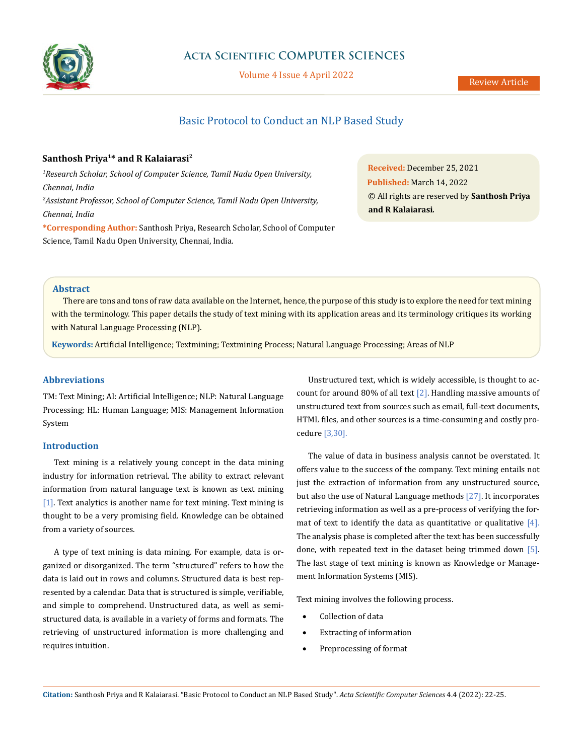# Basic Protocol to Conduct an NLP Based Study

**Santhosh Priya[1]* and R Kalaiarasi[2]**

[1]*Research Scholar, School of Computer Science, Tamil Nadu Open University, Chennai, India*

[2]*Assistant Professor, School of Computer Science, Tamil Nadu Open University, Chennai, India*

**\*Corresponding Author:** Santhosh Priya, Research Scholar, School of Computer Science, Tamil Nadu Open University, Chennai, India.

**Received:** December 25, 2021
**Published:** March 14, 2022
© All rights are reserved by **Santhosh Priya and R Kalaiarasi.**

## Abstract

There are tons and tons of raw data available on the Internet, hence, the purpose of this study is to explore the need for text mining with the terminology. This paper details the study of text mining with its application areas and its terminology critiques its working with Natural Language Processing (NLP).

**Keywords:** Artificial Intelligence; Textmining; Textmining Process; Natural Language Processing; Areas of NLP

## Abbreviations

TM: Text Mining; AI: Artificial Intelligence; NLP: Natural Language Processing; HL: Human Language; MIS: Management Information System

## Introduction

Text mining is a relatively young concept in the data mining industry for information retrieval. The ability to extract relevant information from natural language text is known as text mining [1]. Text analytics is another name for text mining. Text mining is thought to be a very promising field. Knowledge can be obtained from a variety of sources.

A type of text mining is data mining. For example, data is organized or disorganized. The term "structured" refers to how the data is laid out in rows and columns. Structured data is best represented by a calendar. Data that is structured is simple, verifiable, and simple to comprehend. Unstructured data, as well as semi-structured data, is available in a variety of forms and formats. The retrieving of unstructured information is more challenging and requires intuition.

Unstructured text, which is widely accessible, is thought to account for around 80% of all text [2]. Handling massive amounts of unstructured text from sources such as email, full-text documents, HTML files, and other sources is a time-consuming and costly procedure [3,30].

The value of data in business analysis cannot be overstated. It offers value to the success of the company. Text mining entails not just the extraction of information from any unstructured source, but also the use of Natural Language methods [27]. It incorporates retrieving information as well as a pre-process of verifying the format of text to identify the data as quantitative or qualitative [4]. The analysis phase is completed after the text has been successfully done, with repeated text in the dataset being trimmed down [5]. The last stage of text mining is known as Knowledge or Management Information Systems (MIS).

Text mining involves the following process.

- Collection of data
- Extracting of information
- Preprocessing of format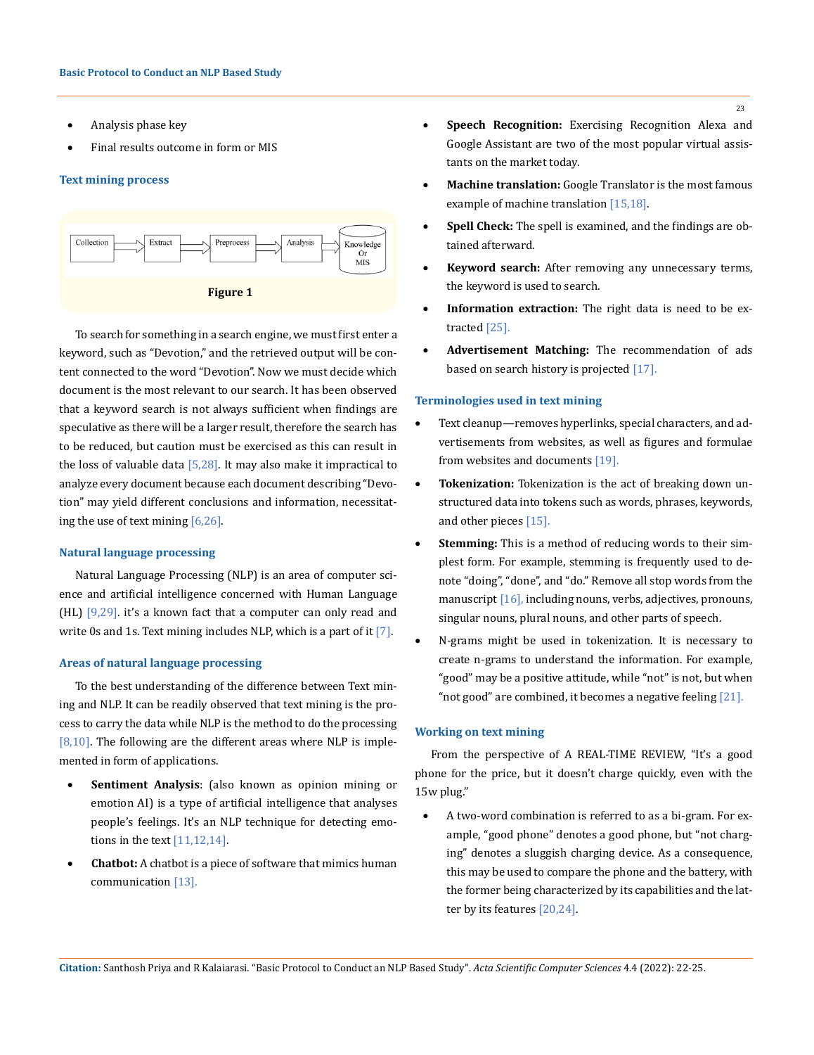- Analysis phase key
- Final results outcome in form or MIS

### Text mining process

Collection → Extract → Preprocess → Analysis → Knowledge Or MIS

**Figure 1**

To search for something in a search engine, we must first enter a keyword, such as "Devotion," and the retrieved output will be content connected to the word "Devotion". Now we must decide which document is the most relevant to our search. It has been observed that a keyword search is not always sufficient when findings are speculative as there will be a larger result, therefore the search has to be reduced, but caution must be exercised as this can result in the loss of valuable data [5,28]. It may also make it impractical to analyze every document because each document describing "Devotion" may yield different conclusions and information, necessitating the use of text mining [6,26].

### Natural language processing

Natural Language Processing (NLP) is an area of computer science and artificial intelligence concerned with Human Language (HL) [9,29]. it's a known fact that a computer can only read and write 0s and 1s. Text mining includes NLP, which is a part of it [7].

### Areas of natural language processing

To the best understanding of the difference between Text mining and NLP. It can be readily observed that text mining is the process to carry the data while NLP is the method to do the processing [8,10]. The following are the different areas where NLP is implemented in form of applications.

- **Sentiment Analysis**: (also known as opinion mining or emotion AI) is a type of artificial intelligence that analyses people's feelings. It's an NLP technique for detecting emotions in the text [11,12,14].
- **Chatbot:** A chatbot is a piece of software that mimics human communication [13].
- **Speech Recognition:** Exercising Recognition Alexa and Google Assistant are two of the most popular virtual assistants on the market today.
- **Machine translation:** Google Translator is the most famous example of machine translation [15,18].
- **Spell Check:** The spell is examined, and the findings are obtained afterward.
- **Keyword search:** After removing any unnecessary terms, the keyword is used to search.
- **Information extraction:** The right data is need to be extracted [25].
- **Advertisement Matching:** The recommendation of ads based on search history is projected [17].

### Terminologies used in text mining

- Text cleanup—removes hyperlinks, special characters, and advertisements from websites, as well as figures and formulae from websites and documents [19].
- **Tokenization:** Tokenization is the act of breaking down unstructured data into tokens such as words, phrases, keywords, and other pieces [15].
- **Stemming:** This is a method of reducing words to their simplest form. For example, stemming is frequently used to denote "doing", "done", and "do." Remove all stop words from the manuscript [16], including nouns, verbs, adjectives, pronouns, singular nouns, plural nouns, and other parts of speech.
- N-grams might be used in tokenization. It is necessary to create n-grams to understand the information. For example, "good" may be a positive attitude, while "not" is not, but when "not good" are combined, it becomes a negative feeling [21].

### Working on text mining

From the perspective of A REAL-TIME REVIEW, "It's a good phone for the price, but it doesn't charge quickly, even with the 15w plug."

- A two-word combination is referred to as a bi-gram. For example, "good phone" denotes a good phone, but "not charging" denotes a sluggish charging device. As a consequence, this may be used to compare the phone and the battery, with the former being characterized by its capabilities and the latter by its features [20,24].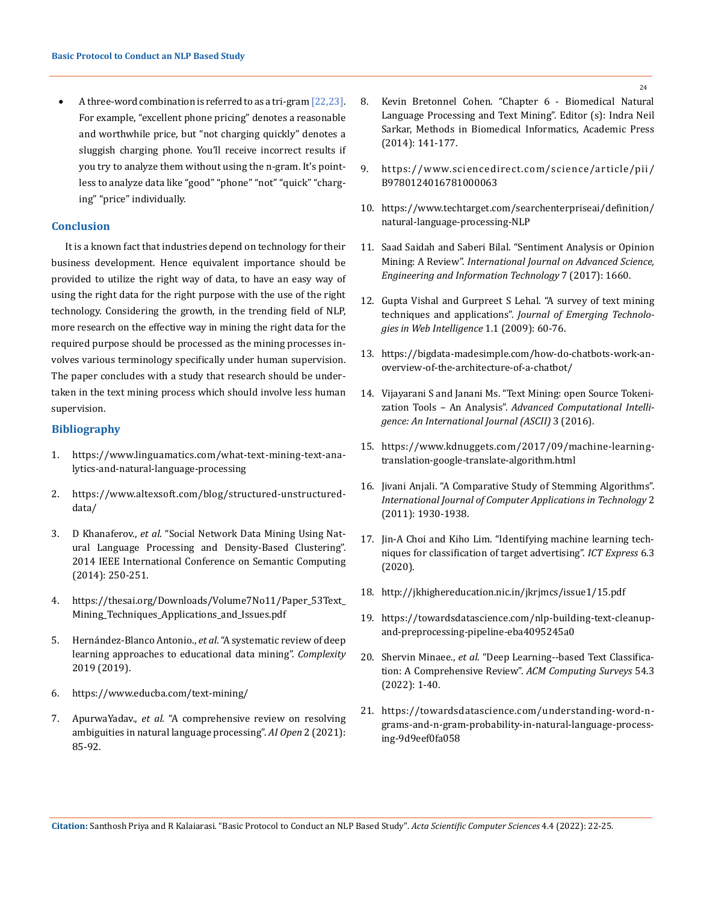- A three-word combination is referred to as a tri-gram [22,23]. For example, "excellent phone pricing" denotes a reasonable and worthwhile price, but "not charging quickly" denotes a sluggish charging phone. You'll receive incorrect results if you try to analyze them without using the n-gram. It's pointless to analyze data like "good" "phone" "not" "quick" "charging" "price" individually.

## Conclusion

It is a known fact that industries depend on technology for their business development. Hence equivalent importance should be provided to utilize the right way of data, to have an easy way of using the right data for the right purpose with the use of the right technology. Considering the growth, in the trending field of NLP, more research on the effective way in mining the right data for the required purpose should be processed as the mining processes involves various terminology specifically under human supervision. The paper concludes with a study that research should be undertaken in the text mining process which should involve less human supervision.

## Bibliography

1. https://www.linguamatics.com/what-text-mining-text-analytics-and-natural-language-processing
2. https://www.altexsoft.com/blog/structured-unstructured-data/
3. D Khanaferov., *et al*. "Social Network Data Mining Using Natural Language Processing and Density-Based Clustering". 2014 IEEE International Conference on Semantic Computing (2014): 250-251.
4. https://thesai.org/Downloads/Volume7No11/Paper_53Text_Mining_Techniques_Applications_and_Issues.pdf
5. Hernández-Blanco Antonio., *et al*. "A systematic review of deep learning approaches to educational data mining". *Complexity* 2019 (2019).
6. https://www.educba.com/text-mining/
7. ApurwaYadav., *et al*. "A comprehensive review on resolving ambiguities in natural language processing". *AI Open* 2 (2021): 85-92.
8. Kevin Bretonnel Cohen. "Chapter 6 - Biomedical Natural Language Processing and Text Mining". Editor (s): Indra Neil Sarkar, Methods in Biomedical Informatics, Academic Press (2014): 141-177.
9. https://www.sciencedirect.com/science/article/pii/B9780124016781000063
10. https://www.techtarget.com/searchenterpriseai/definition/natural-language-processing-NLP
11. Saad Saidah and Saberi Bilal. "Sentiment Analysis or Opinion Mining: A Review". *International Journal on Advanced Science, Engineering and Information Technology* 7 (2017): 1660.
12. Gupta Vishal and Gurpreet S Lehal. "A survey of text mining techniques and applications". *Journal of Emerging Technologies in Web Intelligence* 1.1 (2009): 60-76.
13. https://bigdata-madesimple.com/how-do-chatbots-work-an-overview-of-the-architecture-of-a-chatbot/
14. Vijayarani S and Janani Ms. "Text Mining: open Source Tokenization Tools – An Analysis". *Advanced Computational Intelligence: An International Journal (ASCII)* 3 (2016).
15. https://www.kdnuggets.com/2017/09/machine-learning-translation-google-translate-algorithm.html
16. Jivani Anjali. "A Comparative Study of Stemming Algorithms". *International Journal of Computer Applications in Technology* 2 (2011): 1930-1938.
17. Jin-A Choi and Kiho Lim. "Identifying machine learning techniques for classification of target advertising". *ICT Express* 6.3 (2020).
18. http://jkhighereducation.nic.in/jkrjmcs/issue1/15.pdf
19. https://towardsdatascience.com/nlp-building-text-cleanup-and-preprocessing-pipeline-eba4095245a0
20. Shervin Minaee., *et al*. "Deep Learning--based Text Classification: A Comprehensive Review". *ACM Computing Surveys* 54.3 (2022): 1-40.
21. https://towardsdatascience.com/understanding-word-n-grams-and-n-gram-probability-in-natural-language-processing-9d9eef0fa058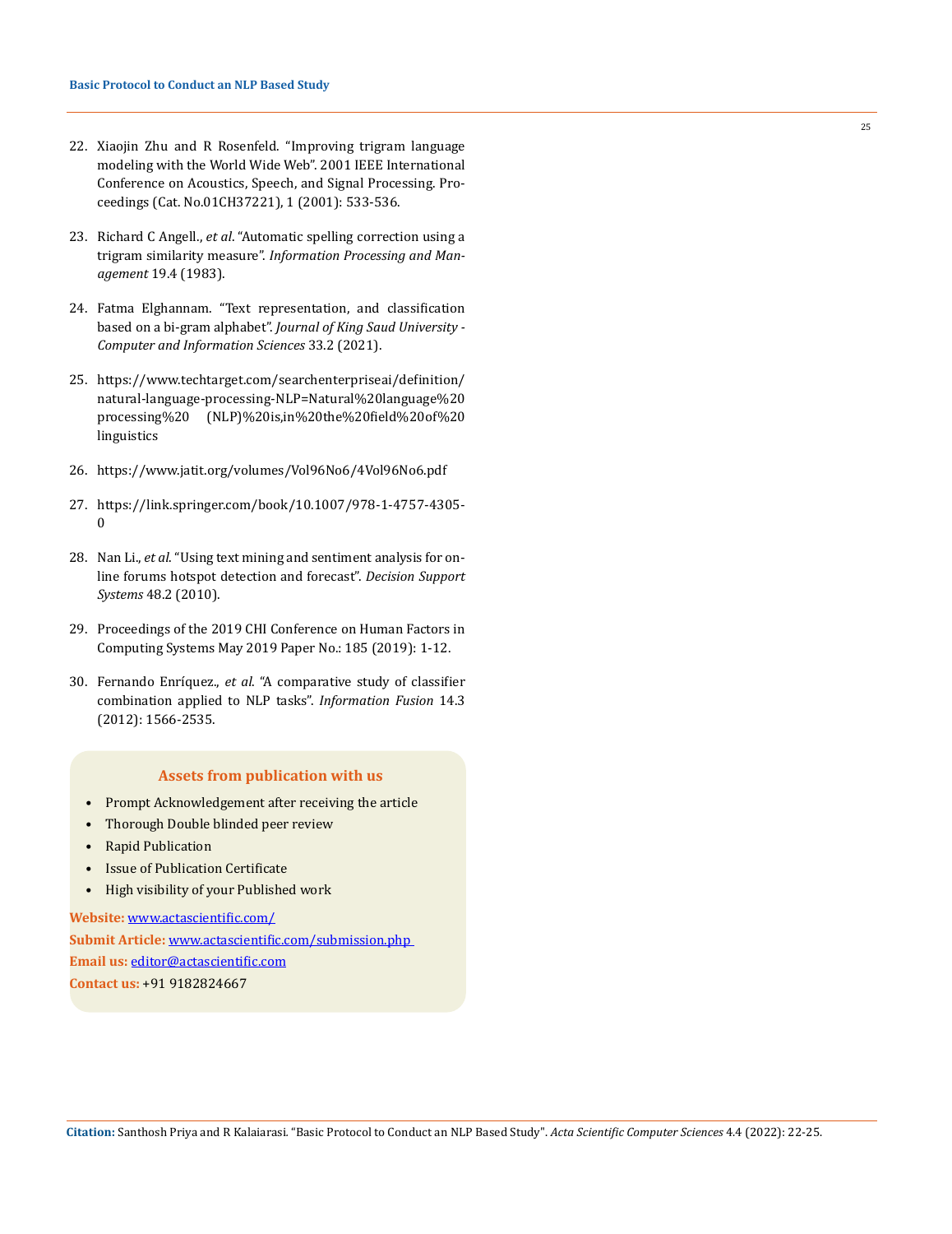22. Xiaojin Zhu and R Rosenfeld. "Improving trigram language modeling with the World Wide Web". 2001 IEEE International Conference on Acoustics, Speech, and Signal Processing. Proceedings (Cat. No.01CH37221), 1 (2001): 533-536.

23. Richard C Angell., *et al*. "Automatic spelling correction using a trigram similarity measure". *Information Processing and Management* 19.4 (1983).

24. Fatma Elghannam. "Text representation, and classification based on a bi-gram alphabet". *Journal of King Saud University - Computer and Information Sciences* 33.2 (2021).

25. https://www.techtarget.com/searchenterpriseai/definition/natural-language-processing-NLP=Natural%20language%20processing%20 (NLP)%20is,in%20the%20field%20of%20linguistics

26. https://www.jatit.org/volumes/Vol96No6/4Vol96No6.pdf

27. https://link.springer.com/book/10.1007/978-1-4757-4305-0

28. Nan Li., *et al*. "Using text mining and sentiment analysis for online forums hotspot detection and forecast". *Decision Support Systems* 48.2 (2010).

29. Proceedings of the 2019 CHI Conference on Human Factors in Computing Systems May 2019 Paper No.: 185 (2019): 1-12.

30. Fernando Enríquez., *et al.* "A comparative study of classifier combination applied to NLP tasks". *Information Fusion* 14.3 (2012): 1566-2535.

**Assets from publication with us**

- Prompt Acknowledgement after receiving the article
- Thorough Double blinded peer review
- Rapid Publication
- Issue of Publication Certificate
- High visibility of your Published work

**Website:** www.actascientific.com/
**Submit Article:** www.actascientific.com/submission.php
**Email us:** editor@actascientific.com
**Contact us:** +91 9182824667

**Citation:** Santhosh Priya and R Kalaiarasi. "Basic Protocol to Conduct an NLP Based Study". *Acta Scientific Computer Sciences* 4.4 (2022): 22-25.